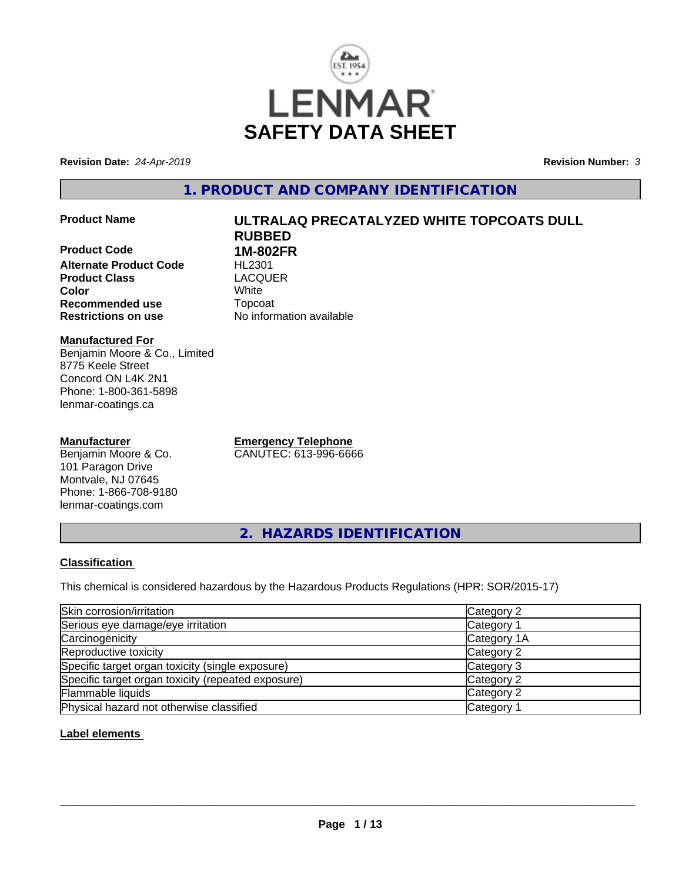# SAFETY DATA SHEET

**Revision Date:** *24-Apr-2019*

**Revision Number:** *3*

## 1. PRODUCT AND COMPANY IDENTIFICATION

| | |
|---|---|
| **Product Name** | **ULTRALAQ PRECATALYZED WHITE TOPCOATS DULL RUBBED** |
| **Product Code** | **1M-802FR** |
| **Alternate Product Code** | HL2301 |
| **Product Class** | LACQUER |
| **Color** | White |
| **Recommended use** | Topcoat |
| **Restrictions on use** | No information available |

**Manufactured For**
Benjamin Moore & Co., Limited
8775 Keele Street
Concord ON L4K 2N1
Phone: 1-800-361-5898
lenmar-coatings.ca

**Manufacturer**
Benjamin Moore & Co.
101 Paragon Drive
Montvale, NJ 07645
Phone: 1-866-708-9180
lenmar-coatings.com

**Emergency Telephone**
CANUTEC: 613-996-6666

## 2. HAZARDS IDENTIFICATION

### Classification

This chemical is considered hazardous by the Hazardous Products Regulations (HPR: SOR/2015-17)

| | |
|---|---|
| Skin corrosion/irritation | Category 2 |
| Serious eye damage/eye irritation | Category 1 |
| Carcinogenicity | Category 1A |
| Reproductive toxicity | Category 2 |
| Specific target organ toxicity (single exposure) | Category 3 |
| Specific target organ toxicity (repeated exposure) | Category 2 |
| Flammable liquids | Category 2 |
| Physical hazard not otherwise classified | Category 1 |

### Label elements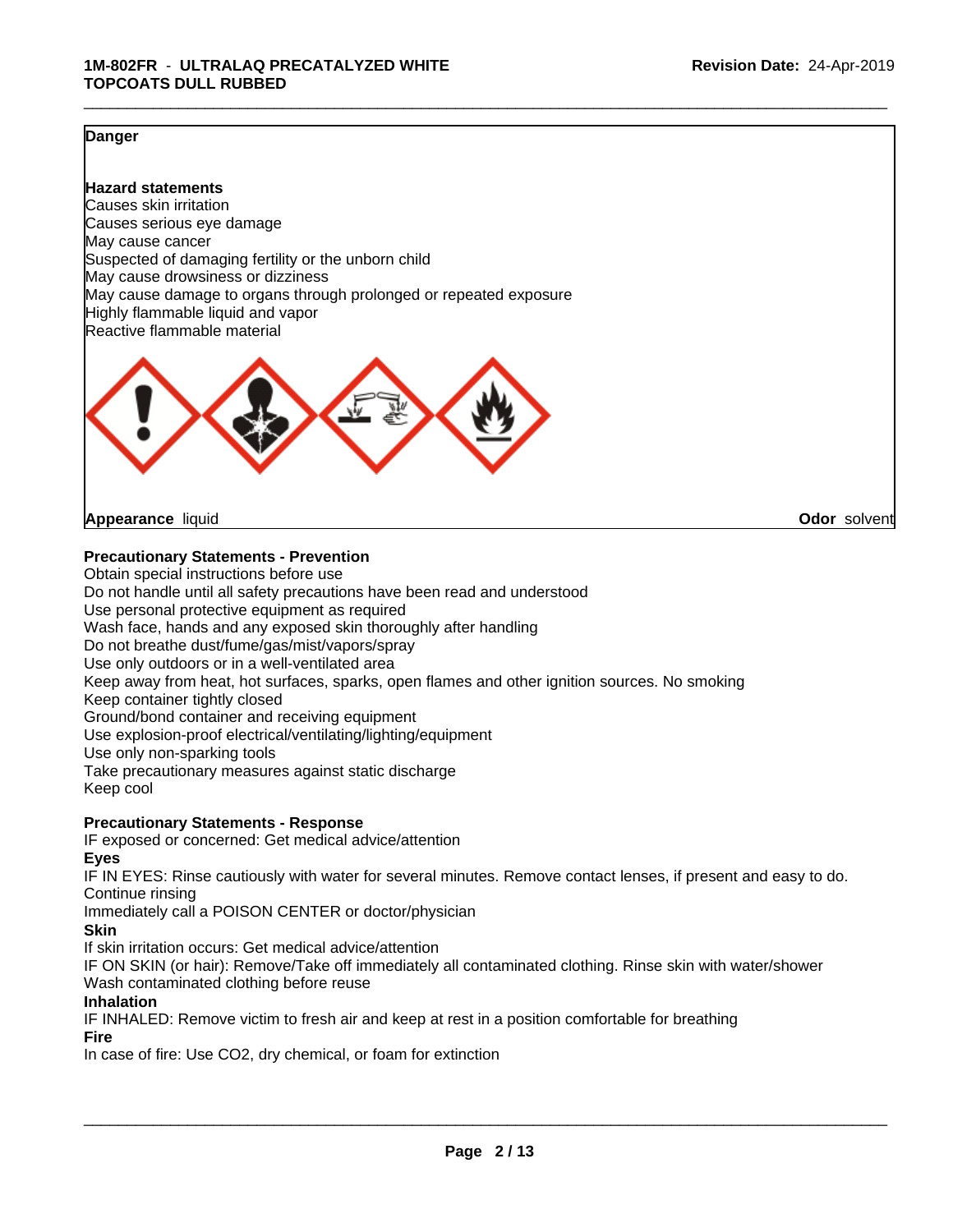**Danger**

**Hazard statements**

Causes skin irritation
Causes serious eye damage
May cause cancer
Suspected of damaging fertility or the unborn child
May cause drowsiness or dizziness
May cause damage to organs through prolonged or repeated exposure
Highly flammable liquid and vapor
Reactive flammable material

**Appearance** liquid **Odor** solvent

**Precautionary Statements - Prevention**

Obtain special instructions before use
Do not handle until all safety precautions have been read and understood
Use personal protective equipment as required
Wash face, hands and any exposed skin thoroughly after handling
Do not breathe dust/fume/gas/mist/vapors/spray
Use only outdoors or in a well-ventilated area
Keep away from heat, hot surfaces, sparks, open flames and other ignition sources. No smoking
Keep container tightly closed
Ground/bond container and receiving equipment
Use explosion-proof electrical/ventilating/lighting/equipment
Use only non-sparking tools
Take precautionary measures against static discharge
Keep cool

**Precautionary Statements - Response**

IF exposed or concerned: Get medical advice/attention

**Eyes**

IF IN EYES: Rinse cautiously with water for several minutes. Remove contact lenses, if present and easy to do. Continue rinsing
Immediately call a POISON CENTER or doctor/physician

**Skin**

If skin irritation occurs: Get medical advice/attention
IF ON SKIN (or hair): Remove/Take off immediately all contaminated clothing. Rinse skin with water/shower
Wash contaminated clothing before reuse

**Inhalation**

IF INHALED: Remove victim to fresh air and keep at rest in a position comfortable for breathing

**Fire**

In case of fire: Use $CO_2$, dry chemical, or foam for extinction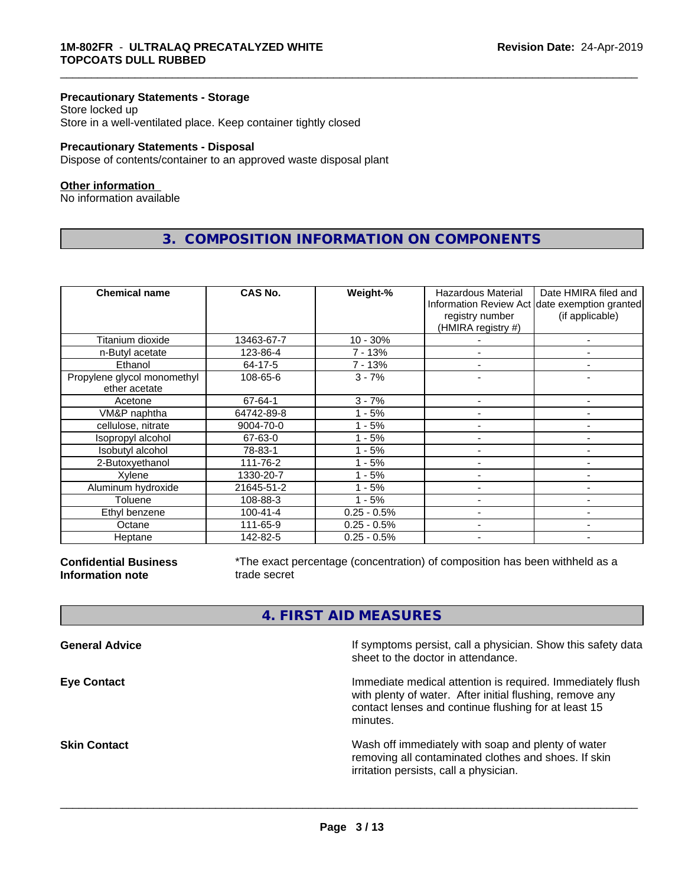**Precautionary Statements - Storage**
Store locked up
Store in a well-ventilated place. Keep container tightly closed

**Precautionary Statements - Disposal**
Dispose of contents/container to an approved waste disposal plant

**Other information**
No information available

## 3. COMPOSITION INFORMATION ON COMPONENTS

| Chemical name | CAS No. | Weight-% | Hazardous Material Information Review Act registry number (HMIRA registry #) | Date HMIRA filed and date exemption granted (if applicable) |
|---|---|---|---|---|
| Titanium dioxide | 13463-67-7 | 10 - 30% | - | - |
| n-Butyl acetate | 123-86-4 | 7 - 13% | - | - |
| Ethanol | 64-17-5 | 7 - 13% | - | - |
| Propylene glycol monomethyl ether acetate | 108-65-6 | 3 - 7% | - | - |
| Acetone | 67-64-1 | 3 - 7% | - | - |
| VM&P naphtha | 64742-89-8 | 1 - 5% | - | - |
| cellulose, nitrate | 9004-70-0 | 1 - 5% | - | - |
| Isopropyl alcohol | 67-63-0 | 1 - 5% | - | - |
| Isobutyl alcohol | 78-83-1 | 1 - 5% | - | - |
| 2-Butoxyethanol | 111-76-2 | 1 - 5% | - | - |
| Xylene | 1330-20-7 | 1 - 5% | - | - |
| Aluminum hydroxide | 21645-51-2 | 1 - 5% | - | - |
| Toluene | 108-88-3 | 1 - 5% | - | - |
| Ethyl benzene | 100-41-4 | 0.25 - 0.5% | - | - |
| Octane | 111-65-9 | 0.25 - 0.5% | - | - |
| Heptane | 142-82-5 | 0.25 - 0.5% | - | - |

**Confidential Business Information note**
*The exact percentage (concentration) of composition has been withheld as a trade secret

## 4. FIRST AID MEASURES

**General Advice**
If symptoms persist, call a physician. Show this safety data sheet to the doctor in attendance.

**Eye Contact**
Immediate medical attention is required. Immediately flush with plenty of water. After initial flushing, remove any contact lenses and continue flushing for at least 15 minutes.

**Skin Contact**
Wash off immediately with soap and plenty of water removing all contaminated clothes and shoes. If skin irritation persists, call a physician.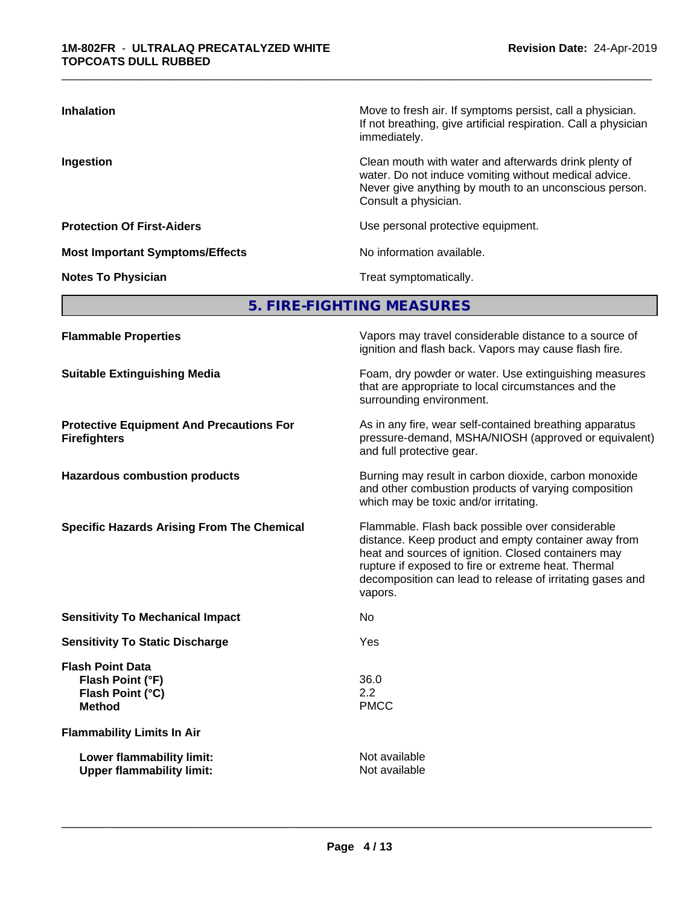| | |
|---|---|
| **Inhalation** | Move to fresh air. If symptoms persist, call a physician. If not breathing, give artificial respiration. Call a physician immediately. |
| **Ingestion** | Clean mouth with water and afterwards drink plenty of water. Do not induce vomiting without medical advice. Never give anything by mouth to an unconscious person. Consult a physician. |
| **Protection Of First-Aiders** | Use personal protective equipment. |
| **Most Important Symptoms/Effects** | No information available. |
| **Notes To Physician** | Treat symptomatically. |

## 5. FIRE-FIGHTING MEASURES

| | |
|---|---|
| **Flammable Properties** | Vapors may travel considerable distance to a source of ignition and flash back. Vapors may cause flash fire. |
| **Suitable Extinguishing Media** | Foam, dry powder or water. Use extinguishing measures that are appropriate to local circumstances and the surrounding environment. |
| **Protective Equipment And Precautions For Firefighters** | As in any fire, wear self-contained breathing apparatus pressure-demand, MSHA/NIOSH (approved or equivalent) and full protective gear. |
| **Hazardous combustion products** | Burning may result in carbon dioxide, carbon monoxide and other combustion products of varying composition which may be toxic and/or irritating. |
| **Specific Hazards Arising From The Chemical** | Flammable. Flash back possible over considerable distance. Keep product and empty container away from heat and sources of ignition. Closed containers may rupture if exposed to fire or extreme heat. Thermal decomposition can lead to release of irritating gases and vapors. |
| **Sensitivity To Mechanical Impact** | No |
| **Sensitivity To Static Discharge** | Yes |

**Flash Point Data**

| | |
|---|---|
| **Flash Point (°F)** | 36.0 |
| **Flash Point (°C)** | 2.2 |
| **Method** | PMCC |

**Flammability Limits In Air**

| | |
|---|---|
| **Lower flammability limit:** | Not available |
| **Upper flammability limit:** | Not available |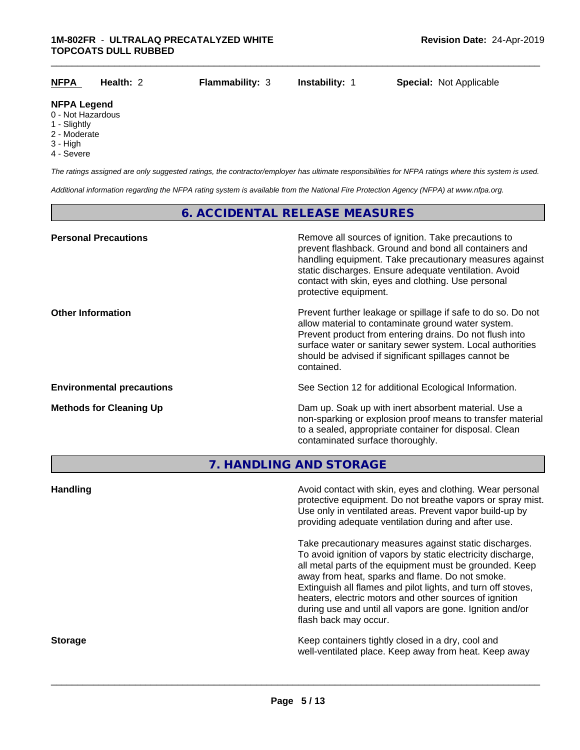| **NFPA** | **Health:** 2 | **Flammability:** 3 | **Instability:** 1 | **Special:** Not Applicable |
|---|---|---|---|---|

**NFPA Legend**
0 - Not Hazardous
1 - Slightly
2 - Moderate
3 - High
4 - Severe

*The ratings assigned are only suggested ratings, the contractor/employer has ultimate responsibilities for NFPA ratings where this system is used.*

*Additional information regarding the NFPA rating system is available from the National Fire Protection Agency (NFPA) at www.nfpa.org.*

## 6. ACCIDENTAL RELEASE MEASURES

**Personal Precautions**

Remove all sources of ignition. Take precautions to prevent flashback. Ground and bond all containers and handling equipment. Take precautionary measures against static discharges. Ensure adequate ventilation. Avoid contact with skin, eyes and clothing. Use personal protective equipment.

**Other Information**

Prevent further leakage or spillage if safe to do so. Do not allow material to contaminate ground water system. Prevent product from entering drains. Do not flush into surface water or sanitary sewer system. Local authorities should be advised if significant spillages cannot be contained.

**Environmental precautions**

See Section 12 for additional Ecological Information.

**Methods for Cleaning Up**

Dam up. Soak up with inert absorbent material. Use a non-sparking or explosion proof means to transfer material to a sealed, appropriate container for disposal. Clean contaminated surface thoroughly.

## 7. HANDLING AND STORAGE

**Handling**

Avoid contact with skin, eyes and clothing. Wear personal protective equipment. Do not breathe vapors or spray mist. Use only in ventilated areas. Prevent vapor build-up by providing adequate ventilation during and after use.

Take precautionary measures against static discharges. To avoid ignition of vapors by static electricity discharge, all metal parts of the equipment must be grounded. Keep away from heat, sparks and flame. Do not smoke. Extinguish all flames and pilot lights, and turn off stoves, heaters, electric motors and other sources of ignition during use and until all vapors are gone. Ignition and/or flash back may occur.

**Storage**

Keep containers tightly closed in a dry, cool and well-ventilated place. Keep away from heat. Keep away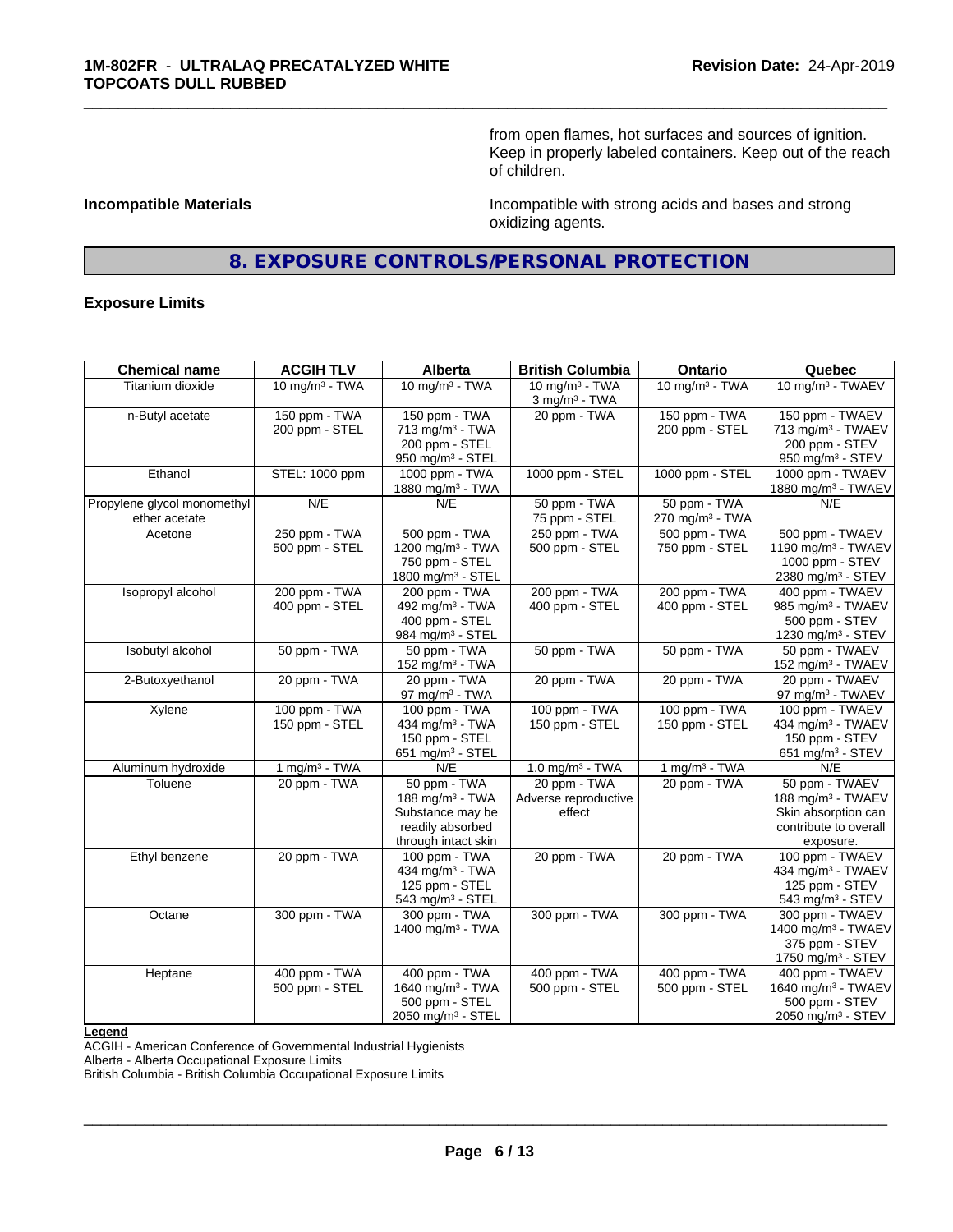from open flames, hot surfaces and sources of ignition. Keep in properly labeled containers. Keep out of the reach of children.

**Incompatible Materials**

Incompatible with strong acids and bases and strong oxidizing agents.

## 8. EXPOSURE CONTROLS/PERSONAL PROTECTION

### Exposure Limits

| Chemical name | ACGIH TLV | Alberta | British Columbia | Ontario | Quebec |
|---|---|---|---|---|---|
| Titanium dioxide | 10 mg/m³ - TWA | 10 mg/m³ - TWA | 10 mg/m³ - TWA<br>3 mg/m³ - TWA | 10 mg/m³ - TWA | 10 mg/m³ - TWAEV |
| n-Butyl acetate | 150 ppm - TWA<br>200 ppm - STEL | 150 ppm - TWA<br>713 mg/m³ - TWA<br>200 ppm - STEL<br>950 mg/m³ - STEL | 20 ppm - TWA | 150 ppm - TWA<br>200 ppm - STEL | 150 ppm - TWAEV<br>713 mg/m³ - TWAEV<br>200 ppm - STEV<br>950 mg/m³ - STEV |
| Ethanol | STEL: 1000 ppm | 1000 ppm - TWA<br>1880 mg/m³ - TWA | 1000 ppm - STEL | 1000 ppm - STEL | 1000 ppm - TWAEV<br>1880 mg/m³ - TWAEV |
| Propylene glycol monomethyl ether acetate | N/E | N/E | 50 ppm - TWA<br>75 ppm - STEL | 50 ppm - TWA<br>270 mg/m³ - TWA | N/E |
| Acetone | 250 ppm - TWA<br>500 ppm - STEL | 500 ppm - TWA<br>1200 mg/m³ - TWA<br>750 ppm - STEL<br>1800 mg/m³ - STEL | 250 ppm - TWA<br>500 ppm - STEL | 500 ppm - TWA<br>750 ppm - STEL | 500 ppm - TWAEV<br>1190 mg/m³ - TWAEV<br>1000 ppm - STEV<br>2380 mg/m³ - STEV |
| Isopropyl alcohol | 200 ppm - TWA<br>400 ppm - STEL | 200 ppm - TWA<br>492 mg/m³ - TWA<br>400 ppm - STEL<br>984 mg/m³ - STEL | 200 ppm - TWA<br>400 ppm - STEL | 200 ppm - TWA<br>400 ppm - STEL | 400 ppm - TWAEV<br>985 mg/m³ - TWAEV<br>500 ppm - STEV<br>1230 mg/m³ - STEV |
| Isobutyl alcohol | 50 ppm - TWA | 50 ppm - TWA<br>152 mg/m³ - TWA | 50 ppm - TWA | 50 ppm - TWA | 50 ppm - TWAEV<br>152 mg/m³ - TWAEV |
| 2-Butoxyethanol | 20 ppm - TWA | 20 ppm - TWA<br>97 mg/m³ - TWA | 20 ppm - TWA | 20 ppm - TWA | 20 ppm - TWAEV<br>97 mg/m³ - TWAEV |
| Xylene | 100 ppm - TWA<br>150 ppm - STEL | 100 ppm - TWA<br>434 mg/m³ - TWA<br>150 ppm - STEL<br>651 mg/m³ - STEL | 100 ppm - TWA<br>150 ppm - STEL | 100 ppm - TWA<br>150 ppm - STEL | 100 ppm - TWAEV<br>434 mg/m³ - TWAEV<br>150 ppm - STEV<br>651 mg/m³ - STEV |
| Aluminum hydroxide | 1 mg/m³ - TWA | N/E | 1.0 mg/m³ - TWA | 1 mg/m³ - TWA | N/E |
| Toluene | 20 ppm - TWA | 50 ppm - TWA<br>188 mg/m³ - TWA<br>Substance may be readily absorbed through intact skin | 20 ppm - TWA<br>Adverse reproductive effect | 20 ppm - TWA | 50 ppm - TWAEV<br>188 mg/m³ - TWAEV<br>Skin absorption can contribute to overall exposure. |
| Ethyl benzene | 20 ppm - TWA | 100 ppm - TWA<br>434 mg/m³ - TWA<br>125 ppm - STEL<br>543 mg/m³ - STEL | 20 ppm - TWA | 20 ppm - TWA | 100 ppm - TWAEV<br>434 mg/m³ - TWAEV<br>125 ppm - STEV<br>543 mg/m³ - STEV |
| Octane | 300 ppm - TWA | 300 ppm - TWA<br>1400 mg/m³ - TWA | 300 ppm - TWA | 300 ppm - TWA | 300 ppm - TWAEV<br>1400 mg/m³ - TWAEV<br>375 ppm - STEV<br>1750 mg/m³ - STEV |
| Heptane | 400 ppm - TWA<br>500 ppm - STEL | 400 ppm - TWA<br>1640 mg/m³ - TWA<br>500 ppm - STEL<br>2050 mg/m³ - STEL | 400 ppm - TWA<br>500 ppm - STEL | 400 ppm - TWA<br>500 ppm - STEL | 400 ppm - TWAEV<br>1640 mg/m³ - TWAEV<br>500 ppm - STEV<br>2050 mg/m³ - STEV |

**Legend**

ACGIH - American Conference of Governmental Industrial Hygienists
Alberta - Alberta Occupational Exposure Limits
British Columbia - British Columbia Occupational Exposure Limits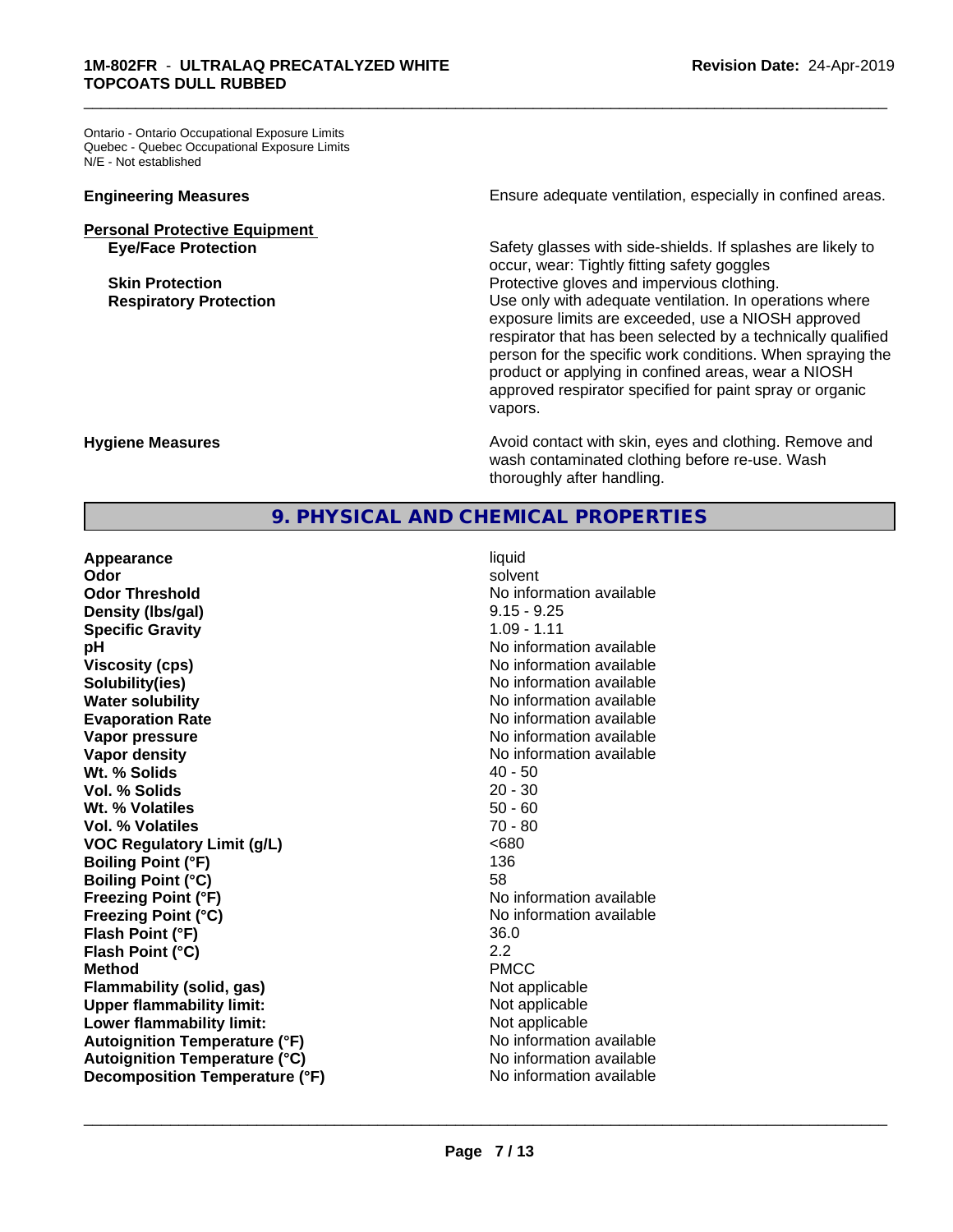Ontario - Ontario Occupational Exposure Limits
Quebec - Quebec Occupational Exposure Limits
N/E - Not established

| | |
|---|---|
| **Engineering Measures** | Ensure adequate ventilation, especially in confined areas. |
| **Personal Protective Equipment** | |
| **Eye/Face Protection** | Safety glasses with side-shields. If splashes are likely to occur, wear: Tightly fitting safety goggles |
| **Skin Protection** | Protective gloves and impervious clothing. |
| **Respiratory Protection** | Use only with adequate ventilation. In operations where exposure limits are exceeded, use a NIOSH approved respirator that has been selected by a technically qualified person for the specific work conditions. When spraying the product or applying in confined areas, wear a NIOSH approved respirator specified for paint spray or organic vapors. |
| **Hygiene Measures** | Avoid contact with skin, eyes and clothing. Remove and wash contaminated clothing before re-use. Wash thoroughly after handling. |

## 9. PHYSICAL AND CHEMICAL PROPERTIES

| | |
|---|---|
| **Appearance** | liquid |
| **Odor** | solvent |
| **Odor Threshold** | No information available |
| **Density (lbs/gal)** | 9.15 - 9.25 |
| **Specific Gravity** | 1.09 - 1.11 |
| **pH** | No information available |
| **Viscosity (cps)** | No information available |
| **Solubility(ies)** | No information available |
| **Water solubility** | No information available |
| **Evaporation Rate** | No information available |
| **Vapor pressure** | No information available |
| **Vapor density** | No information available |
| **Wt. % Solids** | 40 - 50 |
| **Vol. % Solids** | 20 - 30 |
| **Wt. % Volatiles** | 50 - 60 |
| **Vol. % Volatiles** | 70 - 80 |
| **VOC Regulatory Limit (g/L)** | <680 |
| **Boiling Point (°F)** | 136 |
| **Boiling Point (°C)** | 58 |
| **Freezing Point (°F)** | No information available |
| **Freezing Point (°C)** | No information available |
| **Flash Point (°F)** | 36.0 |
| **Flash Point (°C)** | 2.2 |
| **Method** | PMCC |
| **Flammability (solid, gas)** | Not applicable |
| **Upper flammability limit:** | Not applicable |
| **Lower flammability limit:** | Not applicable |
| **Autoignition Temperature (°F)** | No information available |
| **Autoignition Temperature (°C)** | No information available |
| **Decomposition Temperature (°F)** | No information available |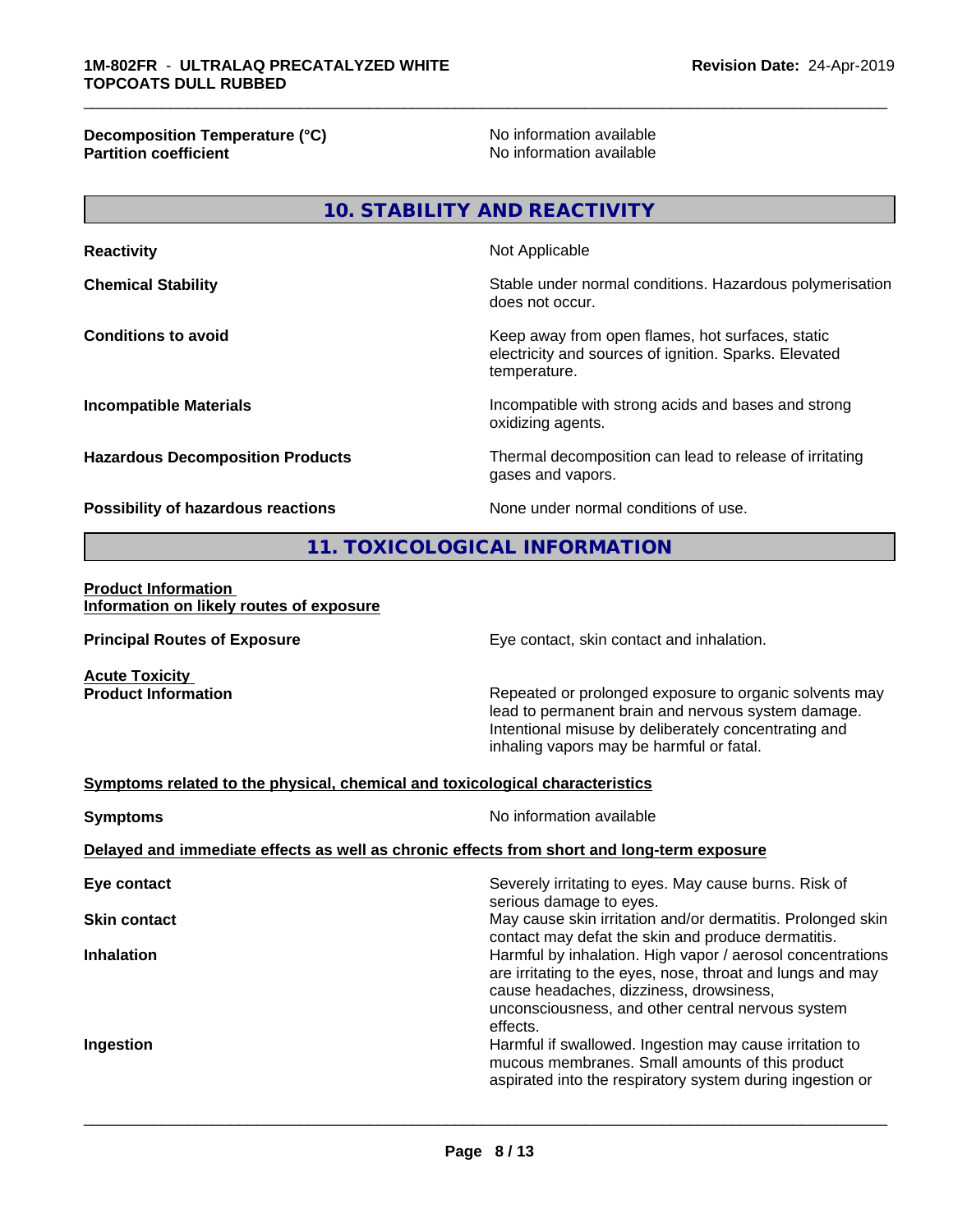| | |
|---|---|
| **Decomposition Temperature (°C)** | No information available |
| **Partition coefficient** | No information available |

## 10. STABILITY AND REACTIVITY

| | |
|---|---|
| **Reactivity** | Not Applicable |
| **Chemical Stability** | Stable under normal conditions. Hazardous polymerisation does not occur. |
| **Conditions to avoid** | Keep away from open flames, hot surfaces, static electricity and sources of ignition. Sparks. Elevated temperature. |
| **Incompatible Materials** | Incompatible with strong acids and bases and strong oxidizing agents. |
| **Hazardous Decomposition Products** | Thermal decomposition can lead to release of irritating gases and vapors. |
| **Possibility of hazardous reactions** | None under normal conditions of use. |

## 11. TOXICOLOGICAL INFORMATION

**Product Information**
**Information on likely routes of exposure**

| | |
|---|---|
| **Principal Routes of Exposure** | Eye contact, skin contact and inhalation. |

**Acute Toxicity**

| | |
|---|---|
| **Product Information** | Repeated or prolonged exposure to organic solvents may lead to permanent brain and nervous system damage. Intentional misuse by deliberately concentrating and inhaling vapors may be harmful or fatal. |

**Symptoms related to the physical, chemical and toxicological characteristics**

| | |
|---|---|
| **Symptoms** | No information available |

**Delayed and immediate effects as well as chronic effects from short and long-term exposure**

| | |
|---|---|
| **Eye contact** | Severely irritating to eyes. May cause burns. Risk of serious damage to eyes. |
| **Skin contact** | May cause skin irritation and/or dermatitis. Prolonged skin contact may defat the skin and produce dermatitis. |
| **Inhalation** | Harmful by inhalation. High vapor / aerosol concentrations are irritating to the eyes, nose, throat and lungs and may cause headaches, dizziness, drowsiness, unconsciousness, and other central nervous system effects. |
| **Ingestion** | Harmful if swallowed. Ingestion may cause irritation to mucous membranes. Small amounts of this product aspirated into the respiratory system during ingestion or |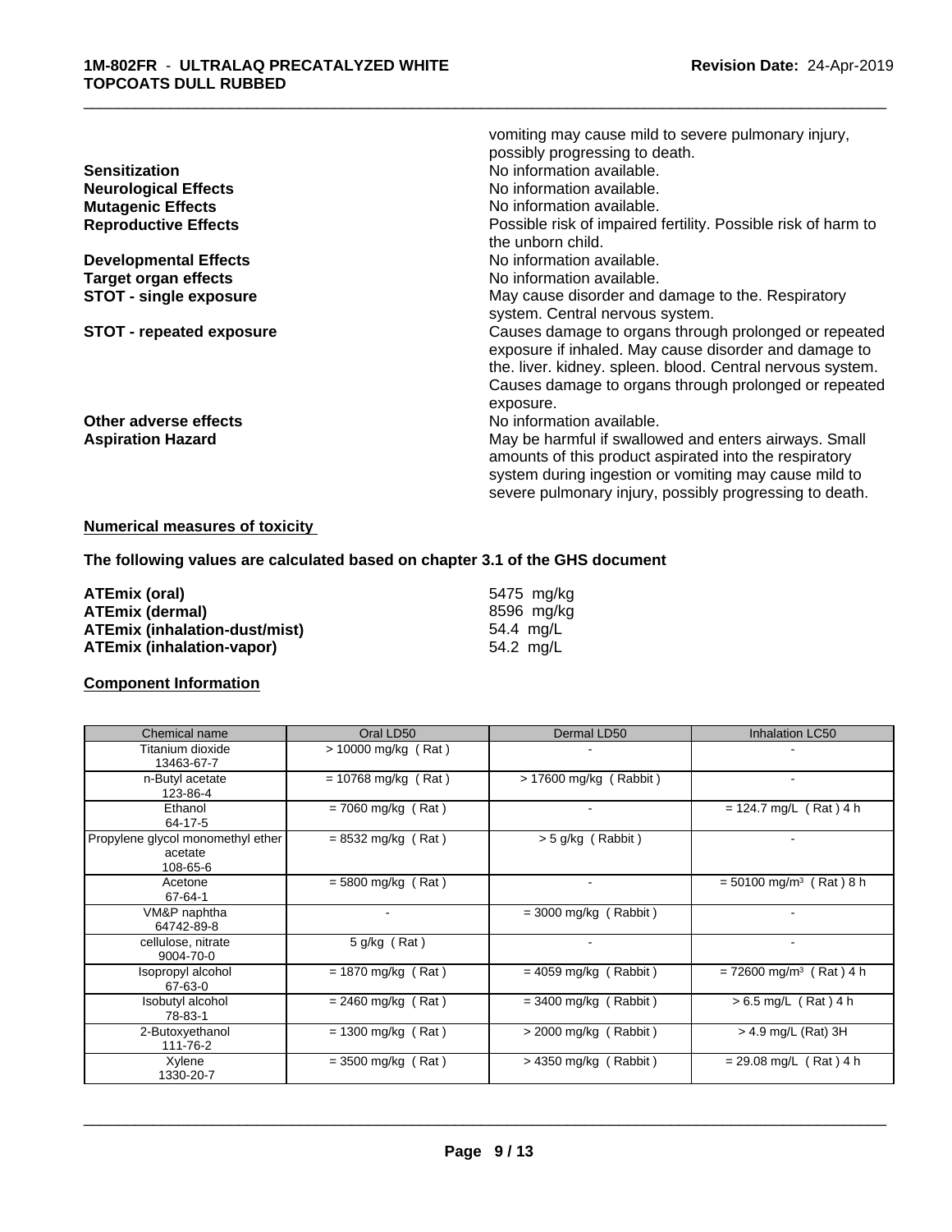vomiting may cause mild to severe pulmonary injury, possibly progressing to death.

| | |
|---|---|
| **Sensitization** | No information available. |
| **Neurological Effects** | No information available. |
| **Mutagenic Effects** | No information available. |
| **Reproductive Effects** | Possible risk of impaired fertility. Possible risk of harm to the unborn child. |
| **Developmental Effects** | No information available. |
| **Target organ effects** | No information available. |
| **STOT - single exposure** | May cause disorder and damage to the. Respiratory system. Central nervous system. |
| **STOT - repeated exposure** | Causes damage to organs through prolonged or repeated exposure if inhaled. May cause disorder and damage to the. liver. kidney. spleen. blood. Central nervous system. Causes damage to organs through prolonged or repeated exposure. |
| **Other adverse effects** | No information available. |
| **Aspiration Hazard** | May be harmful if swallowed and enters airways. Small amounts of this product aspirated into the respiratory system during ingestion or vomiting may cause mild to severe pulmonary injury, possibly progressing to death. |

**Numerical measures of toxicity**

**The following values are calculated based on chapter 3.1 of the GHS document**

| | |
|---|---|
| **ATEmix (oral)** | 5475 mg/kg |
| **ATEmix (dermal)** | 8596 mg/kg |
| **ATEmix (inhalation-dust/mist)** | 54.4 mg/L |
| **ATEmix (inhalation-vapor)** | 54.2 mg/L |

**Component Information**

| Chemical name | Oral LD50 | Dermal LD50 | Inhalation LC50 |
|---|---|---|---|
| Titanium dioxide 13463-67-7 | > 10000 mg/kg ( Rat ) | - | - |
| n-Butyl acetate 123-86-4 | = 10768 mg/kg ( Rat ) | > 17600 mg/kg ( Rabbit ) | - |
| Ethanol 64-17-5 | = 7060 mg/kg ( Rat ) | - | = 124.7 mg/L ( Rat ) 4 h |
| Propylene glycol monomethyl ether acetate 108-65-6 | = 8532 mg/kg ( Rat ) | > 5 g/kg ( Rabbit ) | - |
| Acetone 67-64-1 | = 5800 mg/kg ( Rat ) | - | = 50100 mg/m³ ( Rat ) 8 h |
| VM&P naphtha 64742-89-8 | - | = 3000 mg/kg ( Rabbit ) | - |
| cellulose, nitrate 9004-70-0 | 5 g/kg ( Rat ) | - | - |
| Isopropyl alcohol 67-63-0 | = 1870 mg/kg ( Rat ) | = 4059 mg/kg ( Rabbit ) | = 72600 mg/m³ ( Rat ) 4 h |
| Isobutyl alcohol 78-83-1 | = 2460 mg/kg ( Rat ) | = 3400 mg/kg ( Rabbit ) | > 6.5 mg/L ( Rat ) 4 h |
| 2-Butoxyethanol 111-76-2 | = 1300 mg/kg ( Rat ) | > 2000 mg/kg ( Rabbit ) | > 4.9 mg/L (Rat) 3H |
| Xylene 1330-20-7 | = 3500 mg/kg ( Rat ) | > 4350 mg/kg ( Rabbit ) | = 29.08 mg/L ( Rat ) 4 h |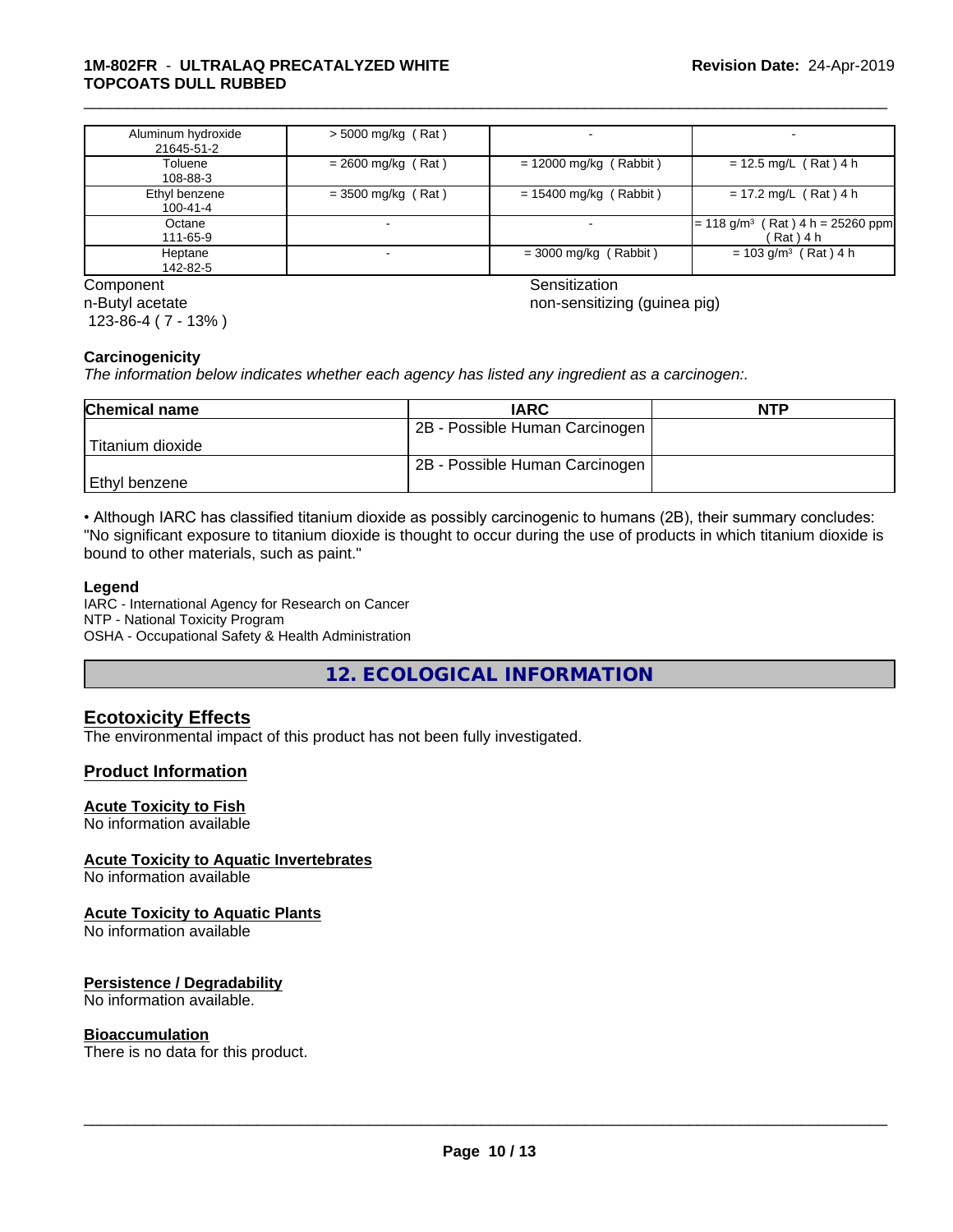| Aluminum hydroxide 21645-51-2 | > 5000 mg/kg ( Rat ) | - | - |
|---|---|---|---|
| Toluene 108-88-3 | = 2600 mg/kg ( Rat ) | = 12000 mg/kg ( Rabbit ) | = 12.5 mg/L ( Rat ) 4 h |
| Ethyl benzene 100-41-4 | = 3500 mg/kg ( Rat ) | = 15400 mg/kg ( Rabbit ) | = 17.2 mg/L ( Rat ) 4 h |
| Octane 111-65-9 | - | - | = 118 g/m³ ( Rat ) 4 h = 25260 ppm ( Rat ) 4 h |
| Heptane 142-82-5 | - | = 3000 mg/kg ( Rabbit ) | = 103 g/m³ ( Rat ) 4 h |

| Component | Sensitization |
|---|---|
| n-Butyl acetate 123-86-4 ( 7 - 13% ) | non-sensitizing (guinea pig) |

**Carcinogenicity**

*The information below indicates whether each agency has listed any ingredient as a carcinogen:.*

| Chemical name | IARC | NTP |
|---|---|---|
| Titanium dioxide | 2B - Possible Human Carcinogen | |
| Ethyl benzene | 2B - Possible Human Carcinogen | |

• Although IARC has classified titanium dioxide as possibly carcinogenic to humans (2B), their summary concludes: "No significant exposure to titanium dioxide is thought to occur during the use of products in which titanium dioxide is bound to other materials, such as paint."

**Legend**

IARC - International Agency for Research on Cancer
NTP - National Toxicity Program
OSHA - Occupational Safety & Health Administration

## 12. ECOLOGICAL INFORMATION

### Ecotoxicity Effects

The environmental impact of this product has not been fully investigated.

### Product Information

**Acute Toxicity to Fish**

No information available

**Acute Toxicity to Aquatic Invertebrates**

No information available

**Acute Toxicity to Aquatic Plants**

No information available

**Persistence / Degradability**

No information available.

**Bioaccumulation**

There is no data for this product.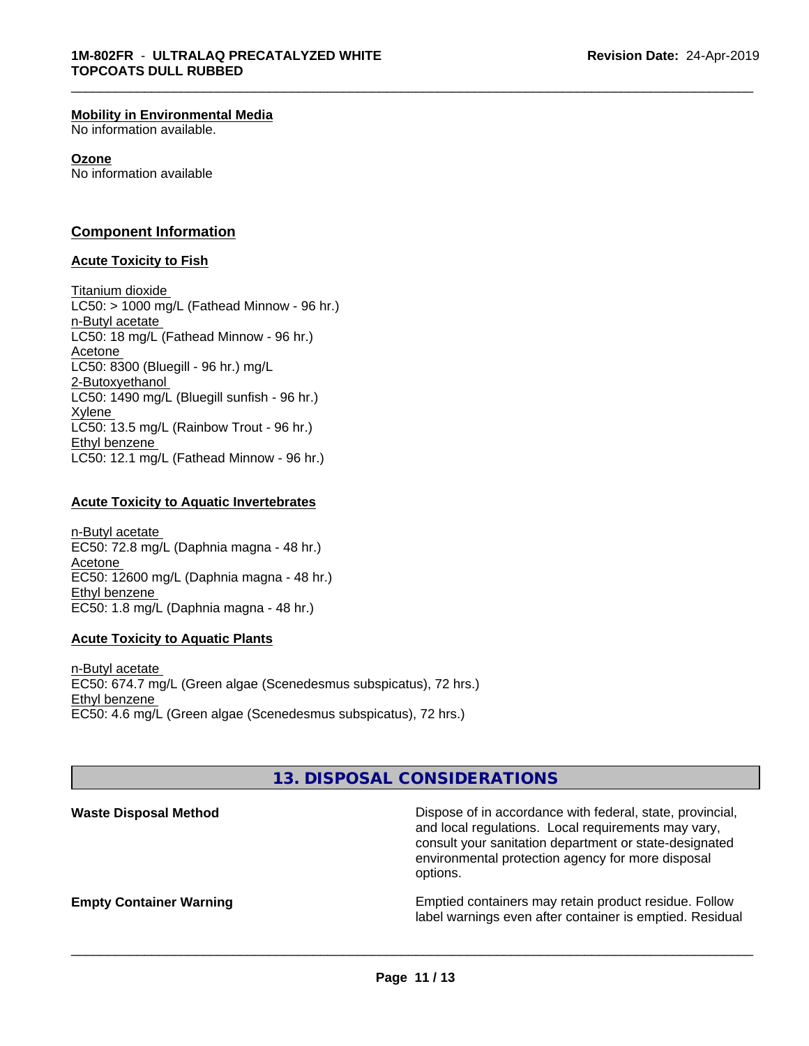**Mobility in Environmental Media**
No information available.

**Ozone**
No information available

## Component Information

### Acute Toxicity to Fish

Titanium dioxide
LC50: > 1000 mg/L (Fathead Minnow - 96 hr.)
n-Butyl acetate
LC50: 18 mg/L (Fathead Minnow - 96 hr.)
Acetone
LC50: 8300 (Bluegill - 96 hr.) mg/L
2-Butoxyethanol
LC50: 1490 mg/L (Bluegill sunfish - 96 hr.)
Xylene
LC50: 13.5 mg/L (Rainbow Trout - 96 hr.)
Ethyl benzene
LC50: 12.1 mg/L (Fathead Minnow - 96 hr.)

### Acute Toxicity to Aquatic Invertebrates

n-Butyl acetate
EC50: 72.8 mg/L (Daphnia magna - 48 hr.)
Acetone
EC50: 12600 mg/L (Daphnia magna - 48 hr.)
Ethyl benzene
EC50: 1.8 mg/L (Daphnia magna - 48 hr.)

### Acute Toxicity to Aquatic Plants

n-Butyl acetate
EC50: 674.7 mg/L (Green algae (Scenedesmus subspicatus), 72 hrs.)
Ethyl benzene
EC50: 4.6 mg/L (Green algae (Scenedesmus subspicatus), 72 hrs.)

## 13. DISPOSAL CONSIDERATIONS

**Waste Disposal Method**

Dispose of in accordance with federal, state, provincial, and local regulations. Local requirements may vary, consult your sanitation department or state-designated environmental protection agency for more disposal options.

**Empty Container Warning**

Emptied containers may retain product residue. Follow label warnings even after container is emptied. Residual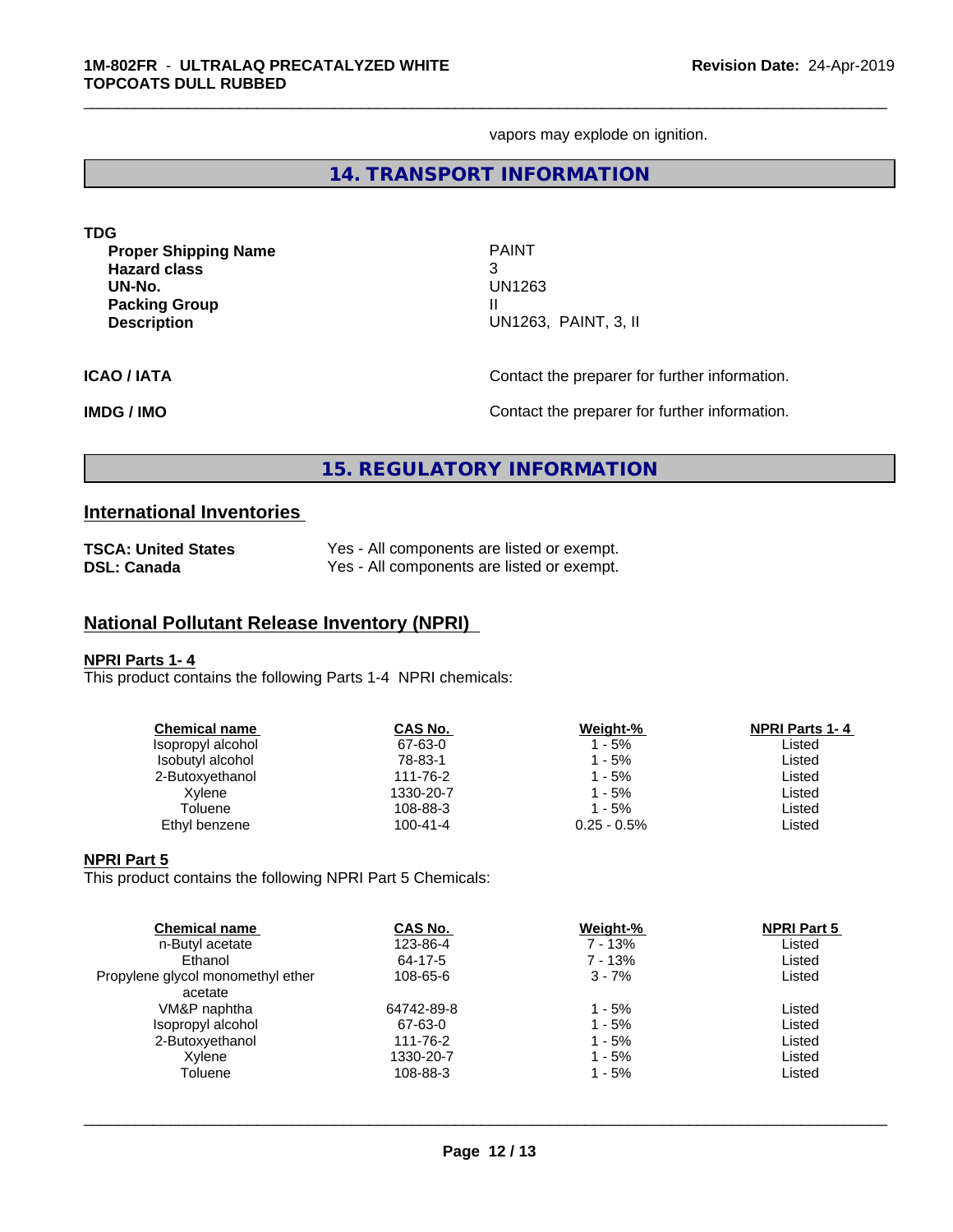vapors may explode on ignition.

## 14. TRANSPORT INFORMATION

**TDG**

| | |
|---|---|
| **Proper Shipping Name** | PAINT |
| **Hazard class** | 3 |
| **UN-No.** | UN1263 |
| **Packing Group** | II |
| **Description** | UN1263, PAINT, 3, II |

**ICAO / IATA** Contact the preparer for further information.

**IMDG / IMO** Contact the preparer for further information.

## 15. REGULATORY INFORMATION

### International Inventories

| | |
|---|---|
| **TSCA: United States** | Yes - All components are listed or exempt. |
| **DSL: Canada** | Yes - All components are listed or exempt. |

### National Pollutant Release Inventory (NPRI)

**NPRI Parts 1- 4**

This product contains the following Parts 1-4 NPRI chemicals:

| Chemical name | CAS No. | Weight-% | NPRI Parts 1- 4 |
|---|---|---|---|
| Isopropyl alcohol | 67-63-0 | 1 - 5% | Listed |
| Isobutyl alcohol | 78-83-1 | 1 - 5% | Listed |
| 2-Butoxyethanol | 111-76-2 | 1 - 5% | Listed |
| Xylene | 1330-20-7 | 1 - 5% | Listed |
| Toluene | 108-88-3 | 1 - 5% | Listed |
| Ethyl benzene | 100-41-4 | 0.25 - 0.5% | Listed |

**NPRI Part 5**

This product contains the following NPRI Part 5 Chemicals:

| Chemical name | CAS No. | Weight-% | NPRI Part 5 |
|---|---|---|---|
| n-Butyl acetate | 123-86-4 | 7 - 13% | Listed |
| Ethanol | 64-17-5 | 7 - 13% | Listed |
| Propylene glycol monomethyl ether acetate | 108-65-6 | 3 - 7% | Listed |
| VM&P naphtha | 64742-89-8 | 1 - 5% | Listed |
| Isopropyl alcohol | 67-63-0 | 1 - 5% | Listed |
| 2-Butoxyethanol | 111-76-2 | 1 - 5% | Listed |
| Xylene | 1330-20-7 | 1 - 5% | Listed |
| Toluene | 108-88-3 | 1 - 5% | Listed |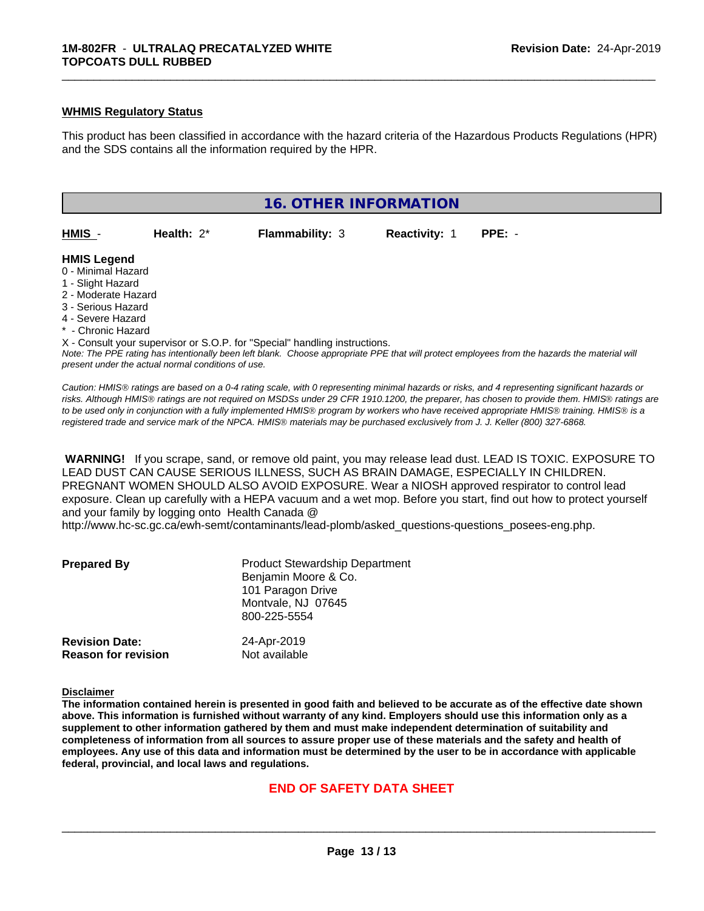### WHMIS Regulatory Status

This product has been classified in accordance with the hazard criteria of the Hazardous Products Regulations (HPR) and the SDS contains all the information required by the HPR.

## 16. OTHER INFORMATION

| HMIS - | Health: 2* | Flammability: 3 | Reactivity: 1 | PPE: - |
|---|---|---|---|---|

**HMIS Legend**
0 - Minimal Hazard
1 - Slight Hazard
2 - Moderate Hazard
3 - Serious Hazard
4 - Severe Hazard
* - Chronic Hazard
X - Consult your supervisor or S.O.P. for "Special" handling instructions.

*Note: The PPE rating has intentionally been left blank. Choose appropriate PPE that will protect employees from the hazards the material will present under the actual normal conditions of use.*

*Caution: HMIS® ratings are based on a 0-4 rating scale, with 0 representing minimal hazards or risks, and 4 representing significant hazards or risks. Although HMIS® ratings are not required on MSDSs under 29 CFR 1910.1200, the preparer, has chosen to provide them. HMIS® ratings are to be used only in conjunction with a fully implemented HMIS® program by workers who have received appropriate HMIS® training. HMIS® is a registered trade and service mark of the NPCA. HMIS® materials may be purchased exclusively from J. J. Keller (800) 327-6868.*

**WARNING!** If you scrape, sand, or remove old paint, you may release lead dust. LEAD IS TOXIC. EXPOSURE TO LEAD DUST CAN CAUSE SERIOUS ILLNESS, SUCH AS BRAIN DAMAGE, ESPECIALLY IN CHILDREN. PREGNANT WOMEN SHOULD ALSO AVOID EXPOSURE. Wear a NIOSH approved respirator to control lead exposure. Clean up carefully with a HEPA vacuum and a wet mop. Before you start, find out how to protect yourself and your family by logging onto Health Canada @ http://www.hc-sc.gc.ca/ewh-semt/contaminants/lead-plomb/asked_questions-questions_posees-eng.php.

| | |
|---|---|
| **Prepared By** | Product Stewardship Department<br>Benjamin Moore & Co.<br>101 Paragon Drive<br>Montvale, NJ 07645<br>800-225-5554 |
| **Revision Date:** | 24-Apr-2019 |
| **Reason for revision** | Not available |

**Disclaimer**

**The information contained herein is presented in good faith and believed to be accurate as of the effective date shown above. This information is furnished without warranty of any kind. Employers should use this information only as a supplement to other information gathered by them and must make independent determination of suitability and completeness of information from all sources to assure proper use of these materials and the safety and health of employees. Any use of this data and information must be determined by the user to be in accordance with applicable federal, provincial, and local laws and regulations.**

**END OF SAFETY DATA SHEET**